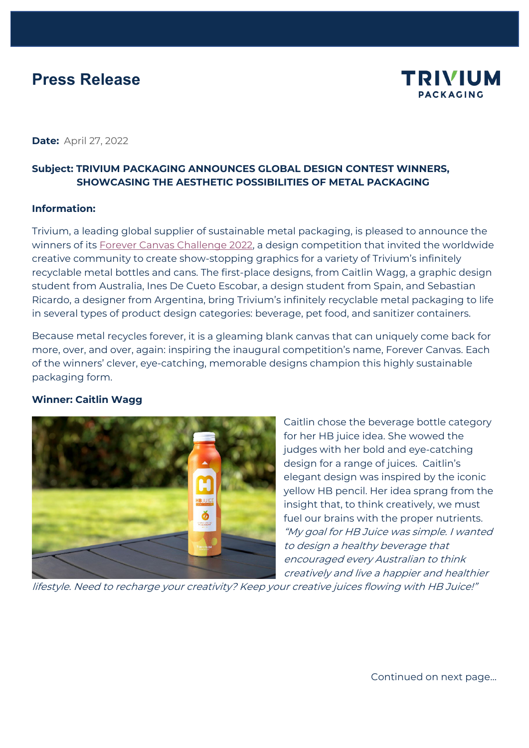# Press Release

TRIVIUM PACKAGING

**Date:** April 27, 2022

**Subject: TRIVIUM PACKAGING ANNOUNCES GLOBAL DESIGN CONTEST WINNERS, SHOWCASING THE AESTHETIC POSSIBILITIES OF METAL PACKAGING**

**Information:**

Trivium, a leading global supplier of sustainable metal packaging, is pleased to announce the winners of its Forever Canvas Challenge 2022, a design competition that invited the worldwide creative community to create show-stopping graphics for a variety of Trivium's infinitely recyclable metal bottles and cans. The first-place designs, from Caitlin Wagg, a graphic design student from Australia, Ines De Cueto Escobar, a design student from Spain, and Sebastian Ricardo, a designer from Argentina, bring Trivium's infinitely recyclable metal packaging to life in several types of product design categories: beverage, pet food, and sanitizer containers.

Because metal recycles forever, it is a gleaming blank canvas that can uniquely come back for more, over, and over, again: inspiring the inaugural competition's name, Forever Canvas. Each of the winners' clever, eye-catching, memorable designs champion this highly sustainable packaging form.

**Winner: Caitlin Wagg**

Caitlin chose the beverage bottle category for her HB juice idea. She wowed the judges with her bold and eye-catching design for a range of juices. Caitlin's elegant design was inspired by the iconic yellow HB pencil. Her idea sprang from the insight that, to think creatively, we must fuel our brains with the proper nutrients. *"My goal for HB Juice was simple. I wanted to design a healthy beverage that encouraged every Australian to think creatively and live a happier and healthier lifestyle. Need to recharge your creativity? Keep your creative juices flowing with HB Juice!"*

Continued on next page...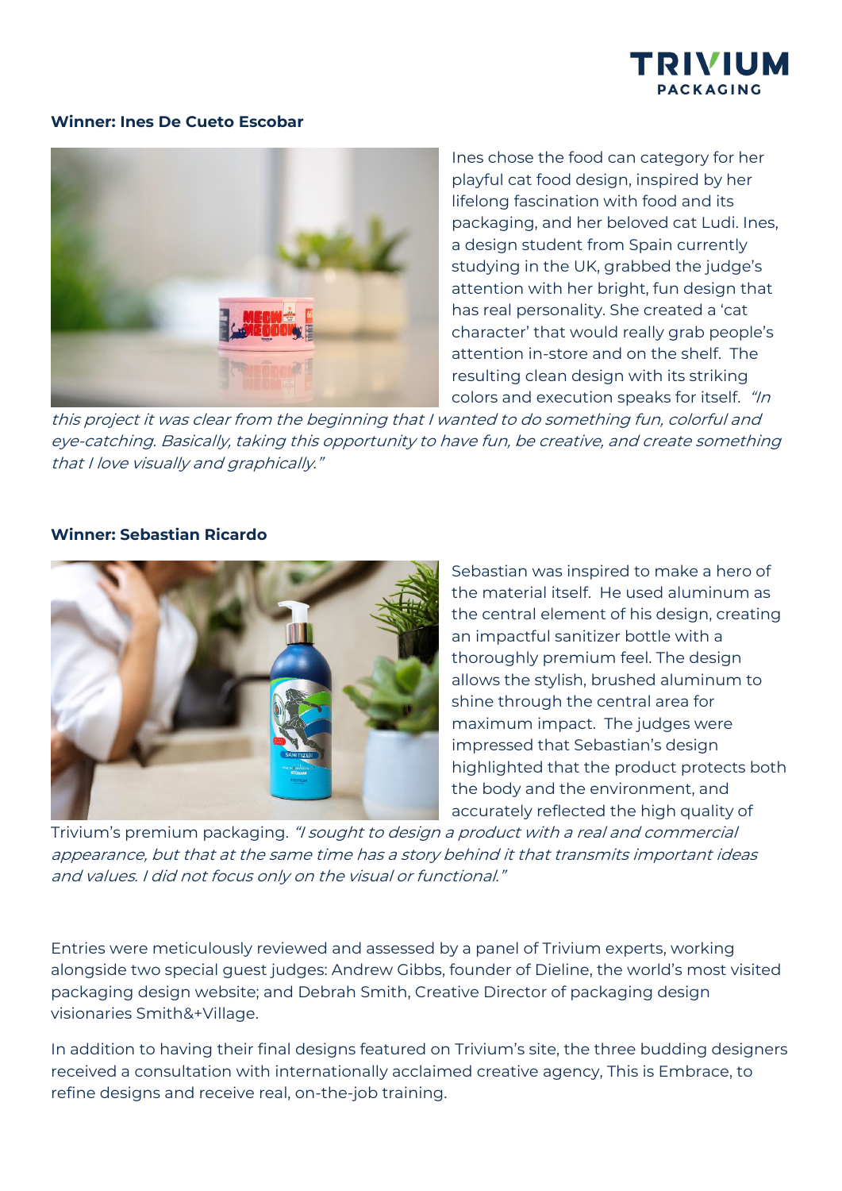**Winner: Ines De Cueto Escobar**

Ines chose the food can category for her playful cat food design, inspired by her lifelong fascination with food and its packaging, and her beloved cat Ludi. Ines, a design student from Spain currently studying in the UK, grabbed the judge's attention with her bright, fun design that has real personality. She created a 'cat character' that would really grab people's attention in-store and on the shelf. The resulting clean design with its striking colors and execution speaks for itself. *"In this project it was clear from the beginning that I wanted to do something fun, colorful and eye-catching. Basically, taking this opportunity to have fun, be creative, and create something that I love visually and graphically."*

**Winner: Sebastian Ricardo**

Sebastian was inspired to make a hero of the material itself. He used aluminum as the central element of his design, creating an impactful sanitizer bottle with a thoroughly premium feel. The design allows the stylish, brushed aluminum to shine through the central area for maximum impact. The judges were impressed that Sebastian's design highlighted that the product protects both the body and the environment, and accurately reflected the high quality of Trivium's premium packaging. *"I sought to design a product with a real and commercial appearance, but that at the same time has a story behind it that transmits important ideas and values. I did not focus only on the visual or functional."*

Entries were meticulously reviewed and assessed by a panel of Trivium experts, working alongside two special guest judges: Andrew Gibbs, founder of Dieline, the world's most visited packaging design website; and Debrah Smith, Creative Director of packaging design visionaries Smith&+Village.

In addition to having their final designs featured on Trivium's site, the three budding designers received a consultation with internationally acclaimed creative agency, This is Embrace, to refine designs and receive real, on-the-job training.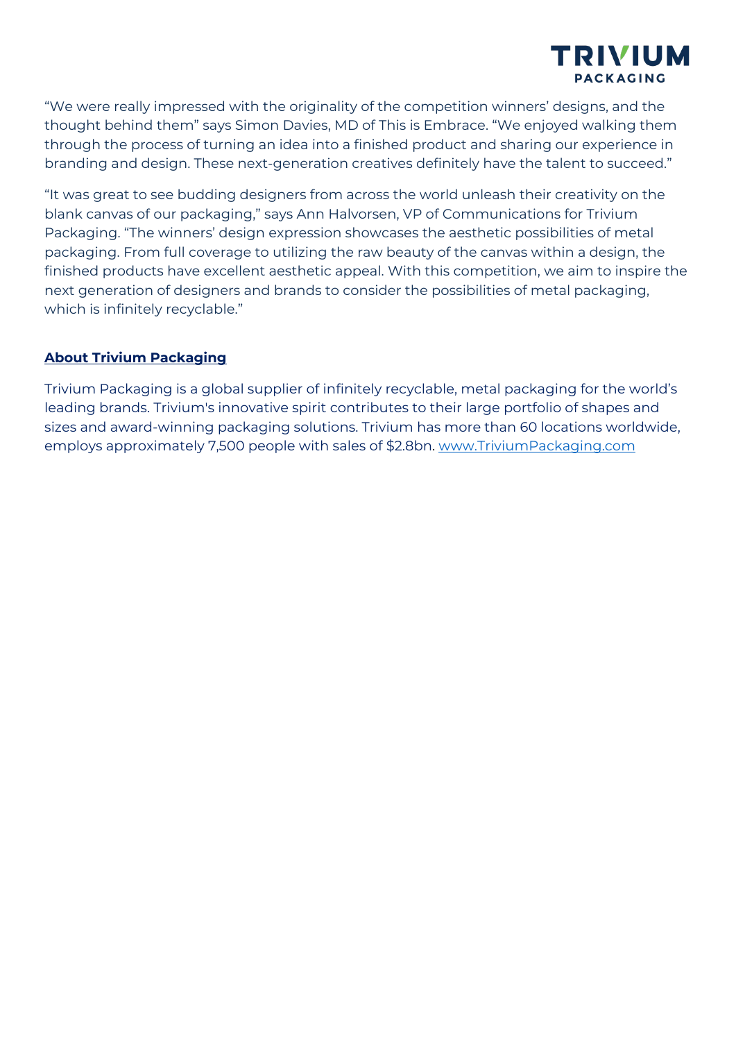"We were really impressed with the originality of the competition winners' designs, and the thought behind them" says Simon Davies, MD of This is Embrace. "We enjoyed walking them through the process of turning an idea into a finished product and sharing our experience in branding and design. These next-generation creatives definitely have the talent to succeed."

"It was great to see budding designers from across the world unleash their creativity on the blank canvas of our packaging," says Ann Halvorsen, VP of Communications for Trivium Packaging. "The winners' design expression showcases the aesthetic possibilities of metal packaging. From full coverage to utilizing the raw beauty of the canvas within a design, the finished products have excellent aesthetic appeal. With this competition, we aim to inspire the next generation of designers and brands to consider the possibilities of metal packaging, which is infinitely recyclable."

**About Trivium Packaging**

Trivium Packaging is a global supplier of infinitely recyclable, metal packaging for the world's leading brands. Trivium's innovative spirit contributes to their large portfolio of shapes and sizes and award-winning packaging solutions. Trivium has more than 60 locations worldwide, employs approximately 7,500 people with sales of $2.8bn. www.TriviumPackaging.com